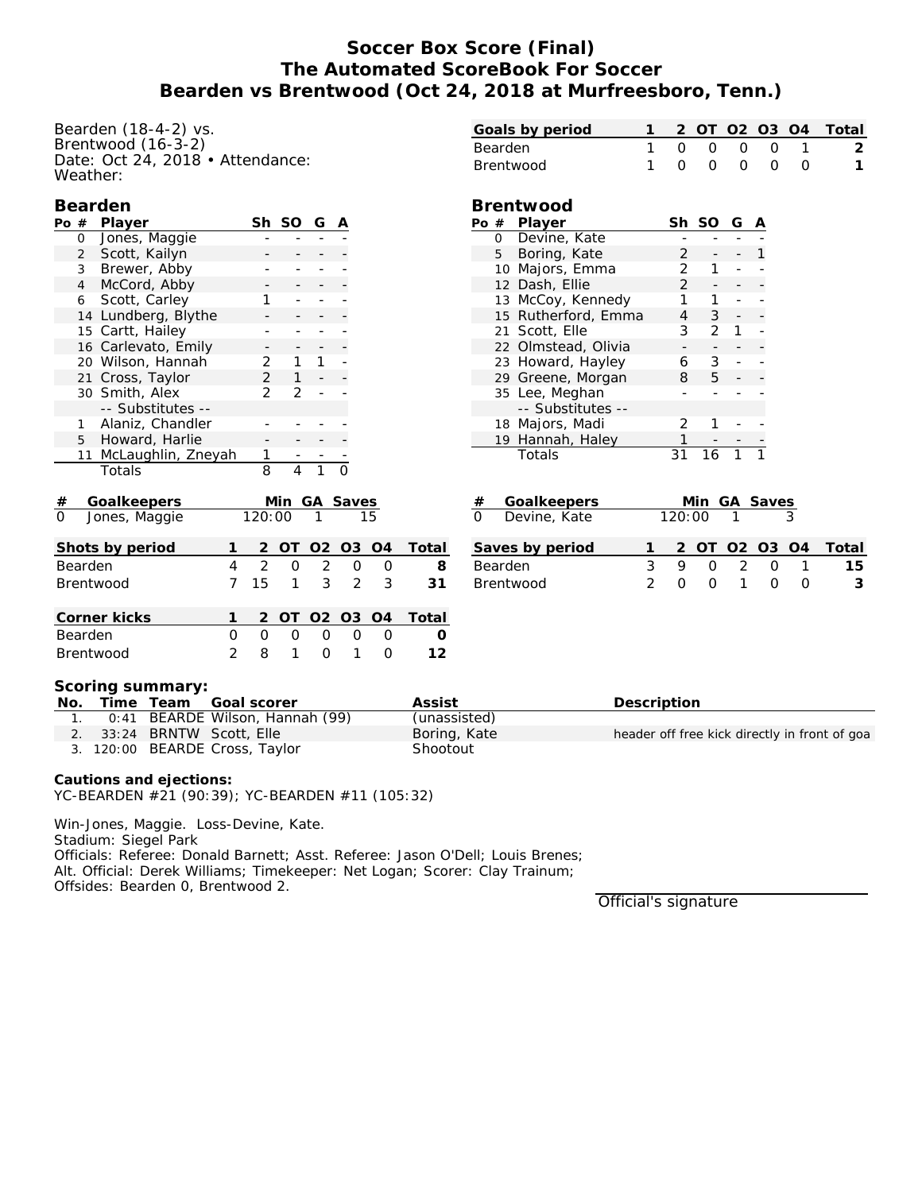# Soccer Box Score (Final)
# The Automated ScoreBook For Soccer
# Bearden vs Brentwood (Oct 24, 2018 at Murfreesboro, Tenn.)

Bearden (18-4-2) vs.
Brentwood (16-3-2)
Date: Oct 24, 2018 • Attendance:
Weather:

| Goals by period | 1 | 2 | OT | O2 | O3 | O4 | Total |
|---|---|---|---|---|---|---|---|
| Bearden | 1 | 0 | 0 | 0 | 0 | 1 | 2 |
| Brentwood | 1 | 0 | 0 | 0 | 0 | 0 | 1 |

## Bearden

| Po | # | Player | Sh | SO | G | A |
|---|---|---|---|---|---|---|
| | 0 | Jones, Maggie | - | - | - | - |
| | 2 | Scott, Kailyn | - | - | - | - |
| | 3 | Brewer, Abby | - | - | - | - |
| | 4 | McCord, Abby | - | - | - | - |
| | 6 | Scott, Carley | 1 | - | - | - |
| | 14 | Lundberg, Blythe | - | - | - | - |
| | 15 | Cartt, Hailey | - | - | - | - |
| | 16 | Carlevato, Emily | - | - | - | - |
| | 20 | Wilson, Hannah | 2 | 1 | 1 | - |
| | 21 | Cross, Taylor | 2 | 1 | - | - |
| | 30 | Smith, Alex | 2 | 2 | - | - |
| | | -- Substitutes -- | | | | |
| | 1 | Alaniz, Chandler | - | - | - | - |
| | 5 | Howard, Harlie | - | - | - | - |
| | 11 | McLaughlin, Zneyah | 1 | - | - | - |
| | | Totals | 8 | 4 | 1 | 0 |

## Brentwood

| Po | # | Player | Sh | SO | G | A |
|---|---|---|---|---|---|---|
| | 0 | Devine, Kate | - | - | - | - |
| | 5 | Boring, Kate | 2 | - | - | 1 |
| | 10 | Majors, Emma | 2 | 1 | - | - |
| | 12 | Dash, Ellie | 2 | - | - | - |
| | 13 | McCoy, Kennedy | 1 | 1 | - | - |
| | 15 | Rutherford, Emma | 4 | 3 | - | - |
| | 21 | Scott, Elle | 3 | 2 | 1 | - |
| | 22 | Olmstead, Olivia | - | - | - | - |
| | 23 | Howard, Hayley | 6 | 3 | - | - |
| | 29 | Greene, Morgan | 8 | 5 | - | - |
| | 35 | Lee, Meghan | - | - | - | - |
| | | -- Substitutes -- | | | | |
| | 18 | Majors, Madi | 2 | 1 | - | - |
| | 19 | Hannah, Haley | 1 | - | - | - |
| | | Totals | 31 | 16 | 1 | 1 |

| # | Goalkeepers | Min | GA | Saves |
|---|---|---|---|---|
| 0 | Jones, Maggie | 120:00 | 1 | 15 |

| # | Goalkeepers | Min | GA | Saves |
|---|---|---|---|---|
| 0 | Devine, Kate | 120:00 | 1 | 3 |

| Shots by period | 1 | 2 | OT | O2 | O3 | O4 | Total |
|---|---|---|---|---|---|---|---|
| Bearden | 4 | 2 | 0 | 2 | 0 | 0 | 8 |
| Brentwood | 7 | 15 | 1 | 3 | 2 | 3 | 31 |

| Saves by period | 1 | 2 | OT | O2 | O3 | O4 | Total |
|---|---|---|---|---|---|---|---|
| Bearden | 3 | 9 | 0 | 2 | 0 | 1 | 15 |
| Brentwood | 2 | 0 | 0 | 1 | 0 | 0 | 3 |

| Corner kicks | 1 | 2 | OT | O2 | O3 | O4 | Total |
|---|---|---|---|---|---|---|---|
| Bearden | 0 | 0 | 0 | 0 | 0 | 0 | 0 |
| Brentwood | 2 | 8 | 1 | 0 | 1 | 0 | 12 |

### Scoring summary:

| No. | Time | Team | Goal scorer | Assist | Description |
|---|---|---|---|---|---|
| 1. | 0:41 | BEARDE | Wilson, Hannah (99) | (unassisted) | |
| 2. | 33:24 | BRNTW | Scott, Elle | Boring, Kate | header off free kick directly in front of goa |
| 3. | 120:00 | BEARDE | Cross, Taylor | Shootout | |

**Cautions and ejections:**
YC-BEARDEN #21 (90:39); YC-BEARDEN #11 (105:32)

Win-Jones, Maggie. Loss-Devine, Kate.
Stadium: Siegel Park
Officials: Referee: Donald Barnett; Asst. Referee: Jason O'Dell; Louis Brenes;
Alt. Official: Derek Williams; Timekeeper: Net Logan; Scorer: Clay Trainum;
Offsides: Bearden 0, Brentwood 2.

Official's signature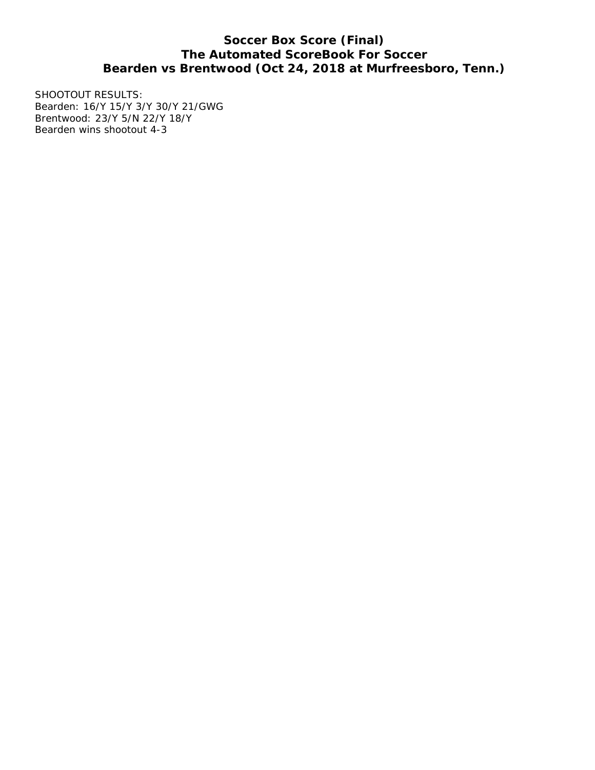# Soccer Box Score (Final)
## The Automated ScoreBook For Soccer
## Bearden vs Brentwood (Oct 24, 2018 at Murfreesboro, Tenn.)

SHOOTOUT RESULTS:
Bearden: 16/Y 15/Y 3/Y 30/Y 21/GWG
Brentwood: 23/Y 5/N 22/Y 18/Y
Bearden wins shootout 4-3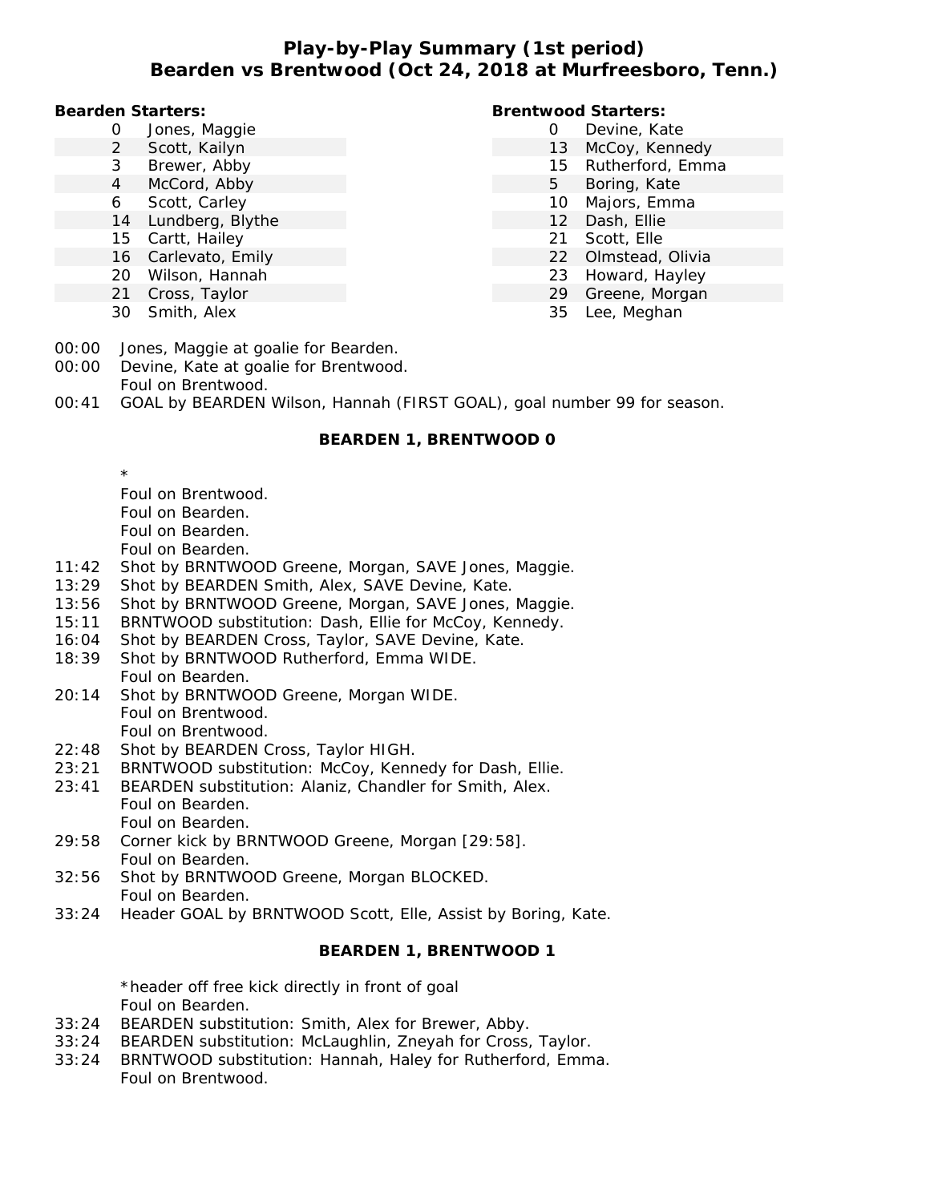# Play-by-Play Summary (1st period)
# Bearden vs Brentwood (Oct 24, 2018 at Murfreesboro, Tenn.)

**Bearden Starters:**

| | |
|---|---|
| 0 | Jones, Maggie |
| 2 | Scott, Kailyn |
| 3 | Brewer, Abby |
| 4 | McCord, Abby |
| 6 | Scott, Carley |
| 14 | Lundberg, Blythe |
| 15 | Cartt, Hailey |
| 16 | Carlevato, Emily |
| 20 | Wilson, Hannah |
| 21 | Cross, Taylor |
| 30 | Smith, Alex |

**Brentwood Starters:**

| | |
|---|---|
| 0 | Devine, Kate |
| 13 | McCoy, Kennedy |
| 15 | Rutherford, Emma |
| 5 | Boring, Kate |
| 10 | Majors, Emma |
| 12 | Dash, Ellie |
| 21 | Scott, Elle |
| 22 | Olmstead, Olivia |
| 23 | Howard, Hayley |
| 29 | Greene, Morgan |
| 35 | Lee, Meghan |

00:00 Jones, Maggie at goalie for Bearden.
00:00 Devine, Kate at goalie for Brentwood.
Foul on Brentwood.
00:41 GOAL by BEARDEN Wilson, Hannah (FIRST GOAL), goal number 99 for season.

**BEARDEN 1, BRENTWOOD 0**

*
Foul on Brentwood.
Foul on Bearden.
Foul on Bearden.
Foul on Bearden.
11:42 Shot by BRNTWOOD Greene, Morgan, SAVE Jones, Maggie.
13:29 Shot by BEARDEN Smith, Alex, SAVE Devine, Kate.
13:56 Shot by BRNTWOOD Greene, Morgan, SAVE Jones, Maggie.
15:11 BRNTWOOD substitution: Dash, Ellie for McCoy, Kennedy.
16:04 Shot by BEARDEN Cross, Taylor, SAVE Devine, Kate.
18:39 Shot by BRNTWOOD Rutherford, Emma WIDE.
Foul on Bearden.
20:14 Shot by BRNTWOOD Greene, Morgan WIDE.
Foul on Brentwood.
Foul on Brentwood.
22:48 Shot by BEARDEN Cross, Taylor HIGH.
23:21 BRNTWOOD substitution: McCoy, Kennedy for Dash, Ellie.
23:41 BEARDEN substitution: Alaniz, Chandler for Smith, Alex.
Foul on Bearden.
Foul on Bearden.
29:58 Corner kick by BRNTWOOD Greene, Morgan [29:58].
Foul on Bearden.
32:56 Shot by BRNTWOOD Greene, Morgan BLOCKED.
Foul on Bearden.
33:24 Header GOAL by BRNTWOOD Scott, Elle, Assist by Boring, Kate.

**BEARDEN 1, BRENTWOOD 1**

*header off free kick directly in front of goal
Foul on Bearden.
33:24 BEARDEN substitution: Smith, Alex for Brewer, Abby.
33:24 BEARDEN substitution: McLaughlin, Zneyah for Cross, Taylor.
33:24 BRNTWOOD substitution: Hannah, Haley for Rutherford, Emma.
Foul on Brentwood.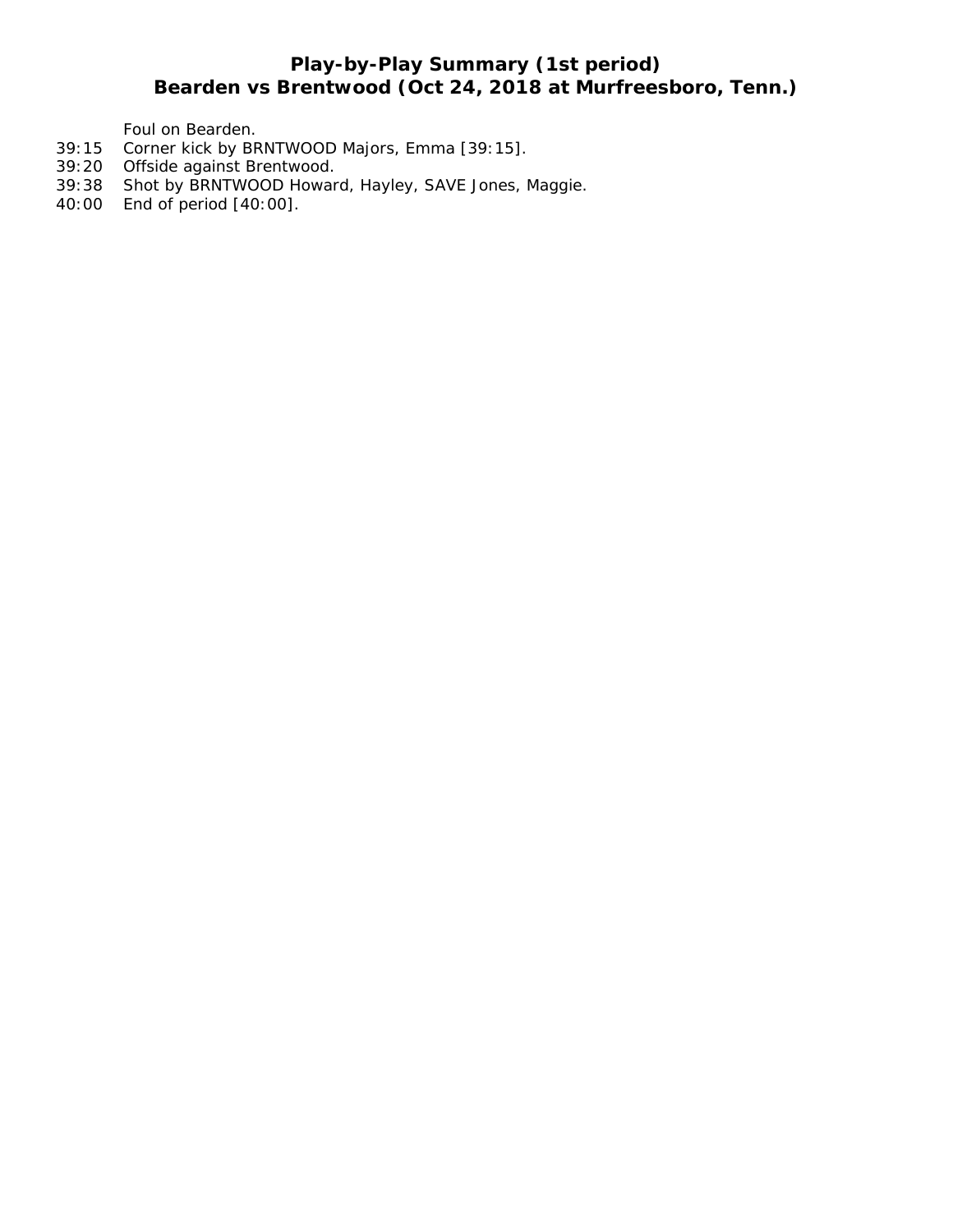# Play-by-Play Summary (1st period)
## Bearden vs Brentwood (Oct 24, 2018 at Murfreesboro, Tenn.)

Foul on Bearden.
39:15 Corner kick by BRNTWOOD Majors, Emma [39:15].
39:20 Offside against Brentwood.
39:38 Shot by BRNTWOOD Howard, Hayley, SAVE Jones, Maggie.
40:00 End of period [40:00].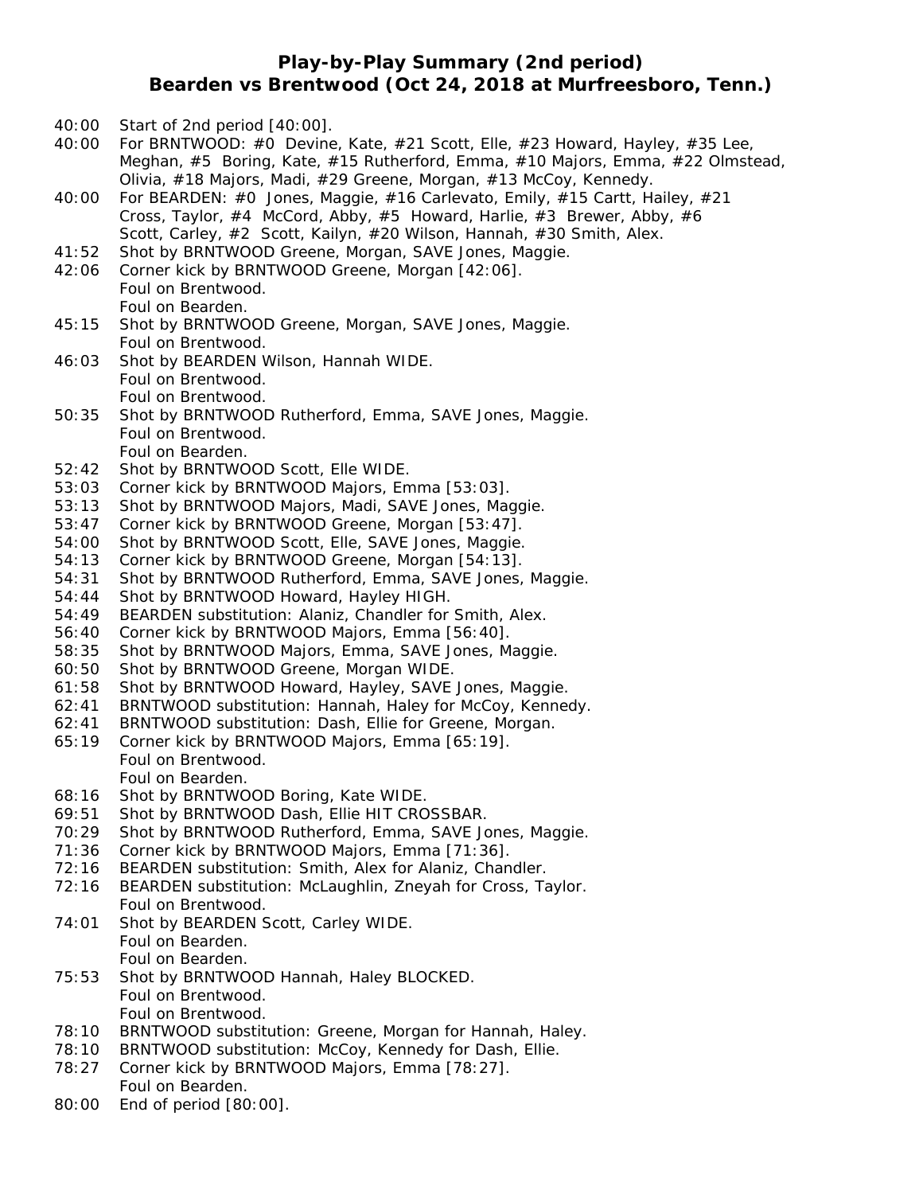**Play-by-Play Summary (2nd period)**
**Bearden vs Brentwood (Oct 24, 2018 at Murfreesboro, Tenn.)**

40:00 Start of 2nd period [40:00].
40:00 For BRNTWOOD: #0 Devine, Kate, #21 Scott, Elle, #23 Howard, Hayley, #35 Lee, Meghan, #5 Boring, Kate, #15 Rutherford, Emma, #10 Majors, Emma, #22 Olmstead, Olivia, #18 Majors, Madi, #29 Greene, Morgan, #13 McCoy, Kennedy.
40:00 For BEARDEN: #0 Jones, Maggie, #16 Carlevato, Emily, #15 Cartt, Hailey, #21 Cross, Taylor, #4 McCord, Abby, #5 Howard, Harlie, #3 Brewer, Abby, #6 Scott, Carley, #2 Scott, Kailyn, #20 Wilson, Hannah, #30 Smith, Alex.
41:52 Shot by BRNTWOOD Greene, Morgan, SAVE Jones, Maggie.
42:06 Corner kick by BRNTWOOD Greene, Morgan [42:06].
Foul on Brentwood.
Foul on Bearden.
45:15 Shot by BRNTWOOD Greene, Morgan, SAVE Jones, Maggie.
Foul on Brentwood.
46:03 Shot by BEARDEN Wilson, Hannah WIDE.
Foul on Brentwood.
Foul on Brentwood.
50:35 Shot by BRNTWOOD Rutherford, Emma, SAVE Jones, Maggie.
Foul on Brentwood.
Foul on Bearden.
52:42 Shot by BRNTWOOD Scott, Elle WIDE.
53:03 Corner kick by BRNTWOOD Majors, Emma [53:03].
53:13 Shot by BRNTWOOD Majors, Madi, SAVE Jones, Maggie.
53:47 Corner kick by BRNTWOOD Greene, Morgan [53:47].
54:00 Shot by BRNTWOOD Scott, Elle, SAVE Jones, Maggie.
54:13 Corner kick by BRNTWOOD Greene, Morgan [54:13].
54:31 Shot by BRNTWOOD Rutherford, Emma, SAVE Jones, Maggie.
54:44 Shot by BRNTWOOD Howard, Hayley HIGH.
54:49 BEARDEN substitution: Alaniz, Chandler for Smith, Alex.
56:40 Corner kick by BRNTWOOD Majors, Emma [56:40].
58:35 Shot by BRNTWOOD Majors, Emma, SAVE Jones, Maggie.
60:50 Shot by BRNTWOOD Greene, Morgan WIDE.
61:58 Shot by BRNTWOOD Howard, Hayley, SAVE Jones, Maggie.
62:41 BRNTWOOD substitution: Hannah, Haley for McCoy, Kennedy.
62:41 BRNTWOOD substitution: Dash, Ellie for Greene, Morgan.
65:19 Corner kick by BRNTWOOD Majors, Emma [65:19].
Foul on Brentwood.
Foul on Bearden.
68:16 Shot by BRNTWOOD Boring, Kate WIDE.
69:51 Shot by BRNTWOOD Dash, Ellie HIT CROSSBAR.
70:29 Shot by BRNTWOOD Rutherford, Emma, SAVE Jones, Maggie.
71:36 Corner kick by BRNTWOOD Majors, Emma [71:36].
72:16 BEARDEN substitution: Smith, Alex for Alaniz, Chandler.
72:16 BEARDEN substitution: McLaughlin, Zneyah for Cross, Taylor.
Foul on Brentwood.
74:01 Shot by BEARDEN Scott, Carley WIDE.
Foul on Bearden.
Foul on Bearden.
75:53 Shot by BRNTWOOD Hannah, Haley BLOCKED.
Foul on Brentwood.
Foul on Brentwood.
78:10 BRNTWOOD substitution: Greene, Morgan for Hannah, Haley.
78:10 BRNTWOOD substitution: McCoy, Kennedy for Dash, Ellie.
78:27 Corner kick by BRNTWOOD Majors, Emma [78:27].
Foul on Bearden.
80:00 End of period [80:00].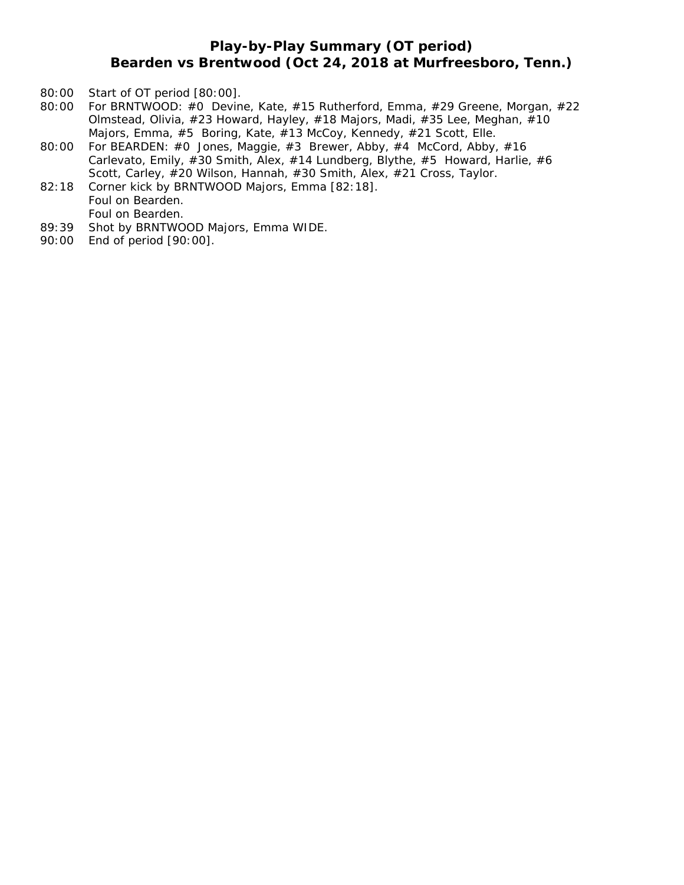## Play-by-Play Summary (OT period)

## Bearden vs Brentwood (Oct 24, 2018 at Murfreesboro, Tenn.)

| | |
|---|---|
| 80:00 | Start of OT period [80:00]. |
| 80:00 | For BRNTWOOD: #0 Devine, Kate, #15 Rutherford, Emma, #29 Greene, Morgan, #22 Olmstead, Olivia, #23 Howard, Hayley, #18 Majors, Madi, #35 Lee, Meghan, #10 Majors, Emma, #5 Boring, Kate, #13 McCoy, Kennedy, #21 Scott, Elle. |
| 80:00 | For BEARDEN: #0 Jones, Maggie, #3 Brewer, Abby, #4 McCord, Abby, #16 Carlevato, Emily, #30 Smith, Alex, #14 Lundberg, Blythe, #5 Howard, Harlie, #6 Scott, Carley, #20 Wilson, Hannah, #30 Smith, Alex, #21 Cross, Taylor. |
| 82:18 | Corner kick by BRNTWOOD Majors, Emma [82:18]. |
| | Foul on Bearden. |
| | Foul on Bearden. |
| 89:39 | Shot by BRNTWOOD Majors, Emma WIDE. |
| 90:00 | End of period [90:00]. |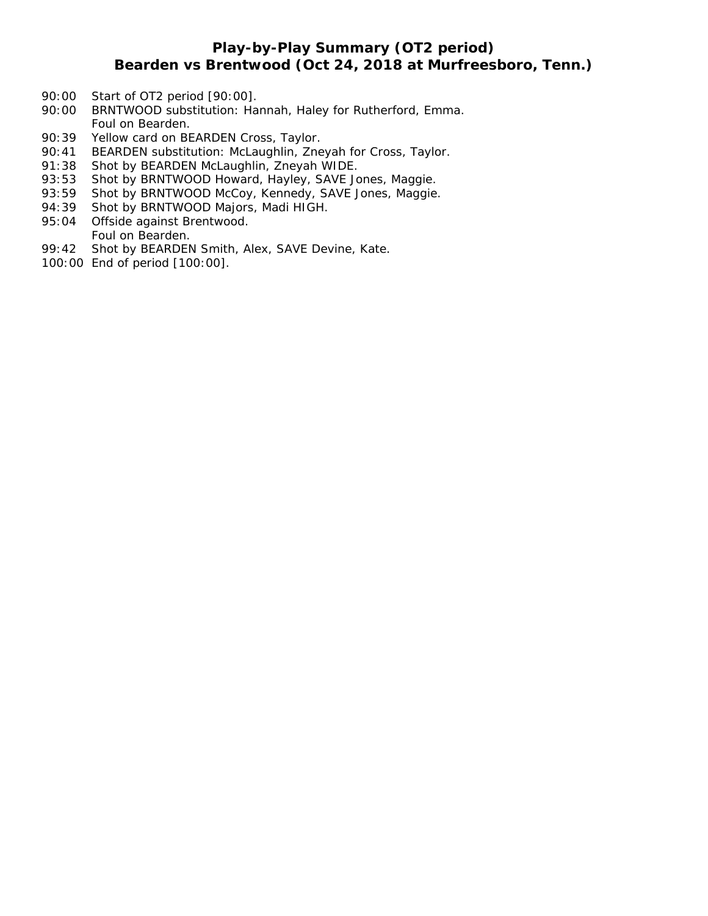# Play-by-Play Summary (OT2 period)
## Bearden vs Brentwood (Oct 24, 2018 at Murfreesboro, Tenn.)

90:00 Start of OT2 period [90:00].
90:00 BRNTWOOD substitution: Hannah, Haley for Rutherford, Emma.
Foul on Bearden.
90:39 Yellow card on BEARDEN Cross, Taylor.
90:41 BEARDEN substitution: McLaughlin, Zneyah for Cross, Taylor.
91:38 Shot by BEARDEN McLaughlin, Zneyah WIDE.
93:53 Shot by BRNTWOOD Howard, Hayley, SAVE Jones, Maggie.
93:59 Shot by BRNTWOOD McCoy, Kennedy, SAVE Jones, Maggie.
94:39 Shot by BRNTWOOD Majors, Madi HIGH.
95:04 Offside against Brentwood.
Foul on Bearden.
99:42 Shot by BEARDEN Smith, Alex, SAVE Devine, Kate.
100:00 End of period [100:00].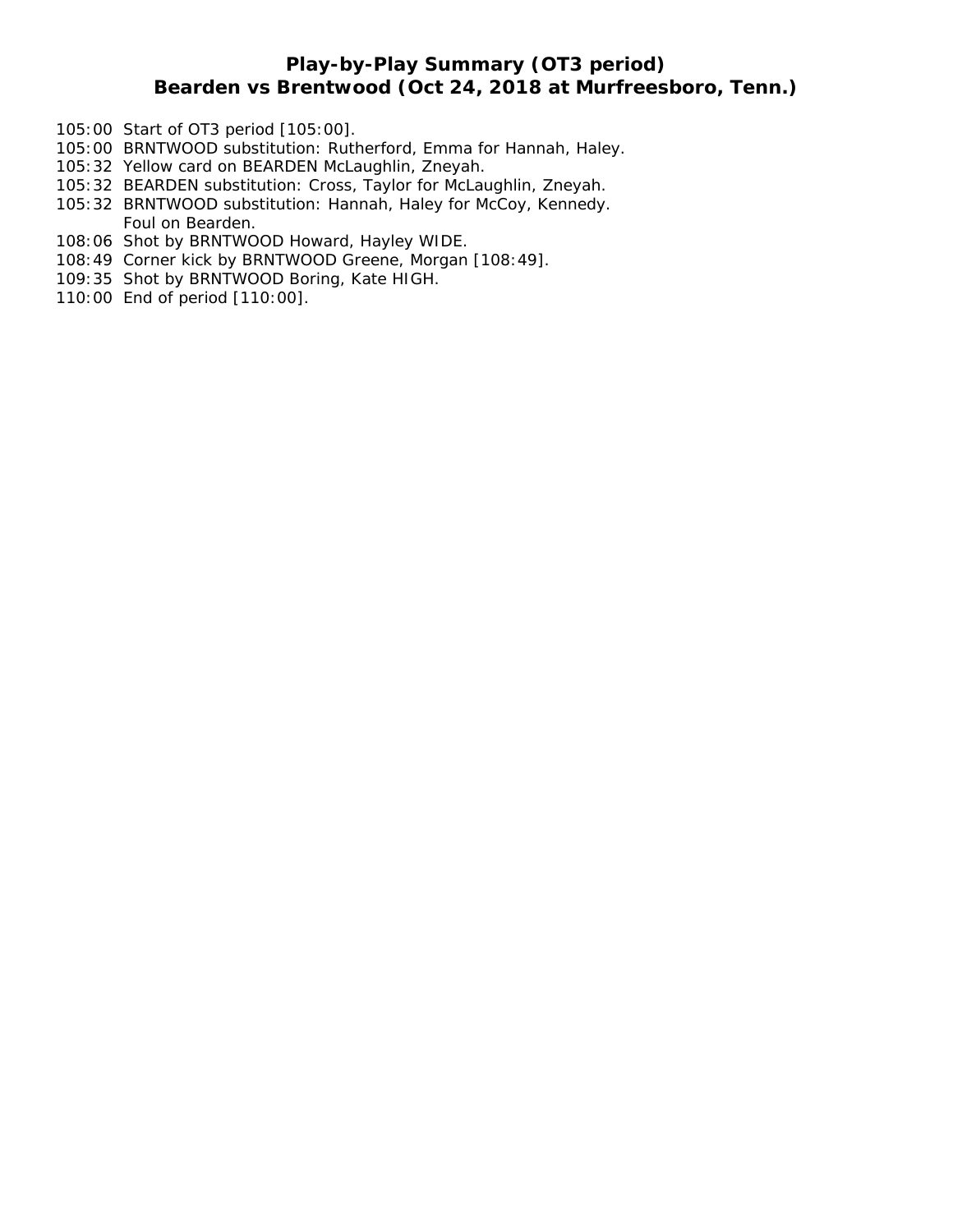## Play-by-Play Summary (OT3 period)
## Bearden vs Brentwood (Oct 24, 2018 at Murfreesboro, Tenn.)

105:00 Start of OT3 period [105:00].
105:00 BRNTWOOD substitution: Rutherford, Emma for Hannah, Haley.
105:32 Yellow card on BEARDEN McLaughlin, Zneyah.
105:32 BEARDEN substitution: Cross, Taylor for McLaughlin, Zneyah.
105:32 BRNTWOOD substitution: Hannah, Haley for McCoy, Kennedy.
Foul on Bearden.
108:06 Shot by BRNTWOOD Howard, Hayley WIDE.
108:49 Corner kick by BRNTWOOD Greene, Morgan [108:49].
109:35 Shot by BRNTWOOD Boring, Kate HIGH.
110:00 End of period [110:00].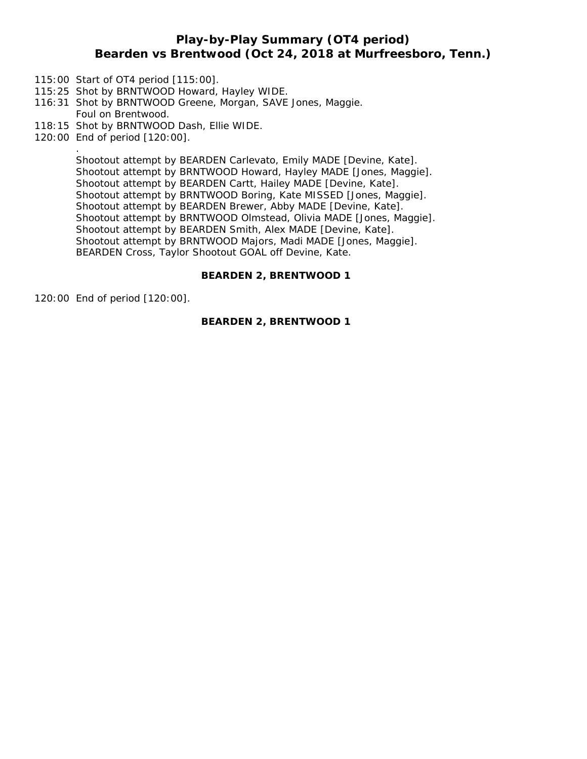## Play-by-Play Summary (OT4 period)
## Bearden vs Brentwood (Oct 24, 2018 at Murfreesboro, Tenn.)

115:00 Start of OT4 period [115:00].
115:25 Shot by BRNTWOOD Howard, Hayley WIDE.
116:31 Shot by BRNTWOOD Greene, Morgan, SAVE Jones, Maggie.
Foul on Brentwood.
118:15 Shot by BRNTWOOD Dash, Ellie WIDE.
120:00 End of period [120:00].
.
Shootout attempt by BEARDEN Carlevato, Emily MADE [Devine, Kate].
Shootout attempt by BRNTWOOD Howard, Hayley MADE [Jones, Maggie].
Shootout attempt by BEARDEN Cartt, Hailey MADE [Devine, Kate].
Shootout attempt by BRNTWOOD Boring, Kate MISSED [Jones, Maggie].
Shootout attempt by BEARDEN Brewer, Abby MADE [Devine, Kate].
Shootout attempt by BRNTWOOD Olmstead, Olivia MADE [Jones, Maggie].
Shootout attempt by BEARDEN Smith, Alex MADE [Devine, Kate].
Shootout attempt by BRNTWOOD Majors, Madi MADE [Jones, Maggie].
BEARDEN Cross, Taylor Shootout GOAL off Devine, Kate.

**BEARDEN 2, BRENTWOOD 1**

120:00 End of period [120:00].

**BEARDEN 2, BRENTWOOD 1**